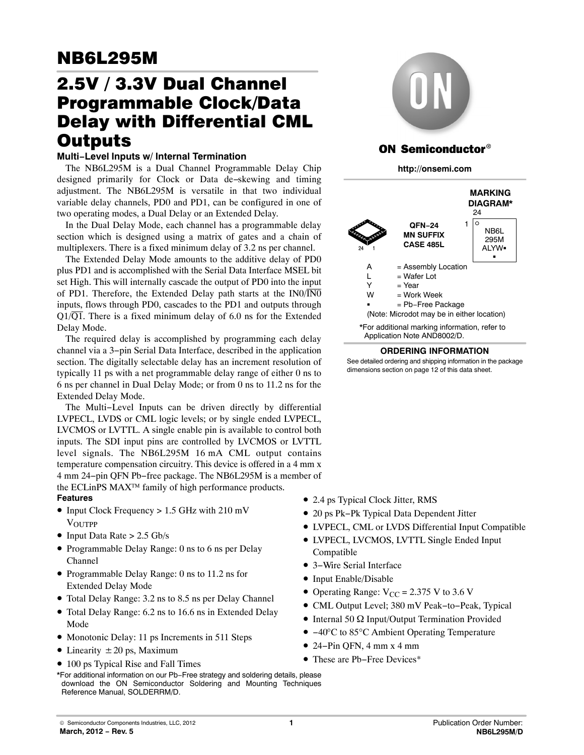# NB6L295M

## 2.5V / 3.3V Dual Channel Programmable Clock/Data Delay with Differential CML Outputs

### Multi−Level Inputs w/ Internal Termination

The NB6L295M is a Dual Channel Programmable Delay Chip designed primarily for Clock or Data de−skewing and timing adjustment. The NB6L295M is versatile in that two individual variable delay channels, PD0 and PD1, can be configured in one of two operating modes, a Dual Delay or an Extended Delay.

In the Dual Delay Mode, each channel has a programmable delay section which is designed using a matrix of gates and a chain of multiplexers. There is a fixed minimum delay of 3.2 ns per channel.

The Extended Delay Mode amounts to the additive delay of PD0 plus PD1 and is accomplished with the Serial Data Interface MSEL bit set High. This will internally cascade the output of PD0 into the input of PD1. Therefore, the Extended Delay path starts at the IN0/$\overline{\text{IN0}}$ inputs, flows through PD0, cascades to the PD1 and outputs through Q1/$\overline{\text{Q1}}$. There is a fixed minimum delay of 6.0 ns for the Extended Delay Mode.

The required delay is accomplished by programming each delay channel via a 3−pin Serial Data Interface, described in the application section. The digitally selectable delay has an increment resolution of typically 11 ps with a net programmable delay range of either 0 ns to 6 ns per channel in Dual Delay Mode; or from 0 ns to 11.2 ns for the Extended Delay Mode.

The Multi−Level Inputs can be driven directly by differential LVPECL, LVDS or CML logic levels; or by single ended LVPECL, LVCMOS or LVTTL. A single enable pin is available to control both inputs. The SDI input pins are controlled by LVCMOS or LVTTL level signals. The NB6L295M 16 mA CML output contains temperature compensation circuitry. This device is offered in a 4 mm x 4 mm 24−pin QFN Pb−free package. The NB6L295M is a member of the ECLinPS MAX™ family of high performance products.

### Features

- Input Clock Frequency > 1.5 GHz with 210 mV $V_{OUTPP}$
- Input Data Rate > 2.5 Gb/s
- Programmable Delay Range: 0 ns to 6 ns per Delay Channel
- Programmable Delay Range: 0 ns to 11.2 ns for Extended Delay Mode
- Total Delay Range: 3.2 ns to 8.5 ns per Delay Channel
- Total Delay Range: 6.2 ns to 16.6 ns in Extended Delay Mode
- Monotonic Delay: 11 ps Increments in 511 Steps
- Linearity ± 20 ps, Maximum
- 100 ps Typical Rise and Fall Times
- 2.4 ps Typical Clock Jitter, RMS
- 20 ps Pk−Pk Typical Data Dependent Jitter
- LVPECL, CML or LVDS Differential Input Compatible
- LVPECL, LVCMOS, LVTTL Single Ended Input Compatible
- 3−Wire Serial Interface
- Input Enable/Disable
- Operating Range: $V_{CC}$ = 2.375 V to 3.6 V
- CML Output Level; 380 mV Peak−to−Peak, Typical
- Internal 50 Ω Input/Output Termination Provided
- −40°C to 85°C Ambient Operating Temperature
- 24−Pin QFN, 4 mm x 4 mm
- These are Pb−Free Devices*

*For additional information on our Pb−Free strategy and soldering details, please download the ON Semiconductor Soldering and Mounting Techniques Reference Manual, SOLDERRM/D.

**ON Semiconductor®**

**http://onsemi.com**

**MARKING DIAGRAM***

QFN−24
MN SUFFIX
CASE 485L

NB6L
295M
ALYW▪
▪

| | |
|---|---|
| A | = Assembly Location |
| L | = Wafer Lot |
| Y | = Year |
| W | = Work Week |
| ▪ | = Pb−Free Package |

(Note: Microdot may be in either location)

*For additional marking information, refer to Application Note AND8002/D.

**ORDERING INFORMATION**

See detailed ordering and shipping information in the package dimensions section on page 12 of this data sheet.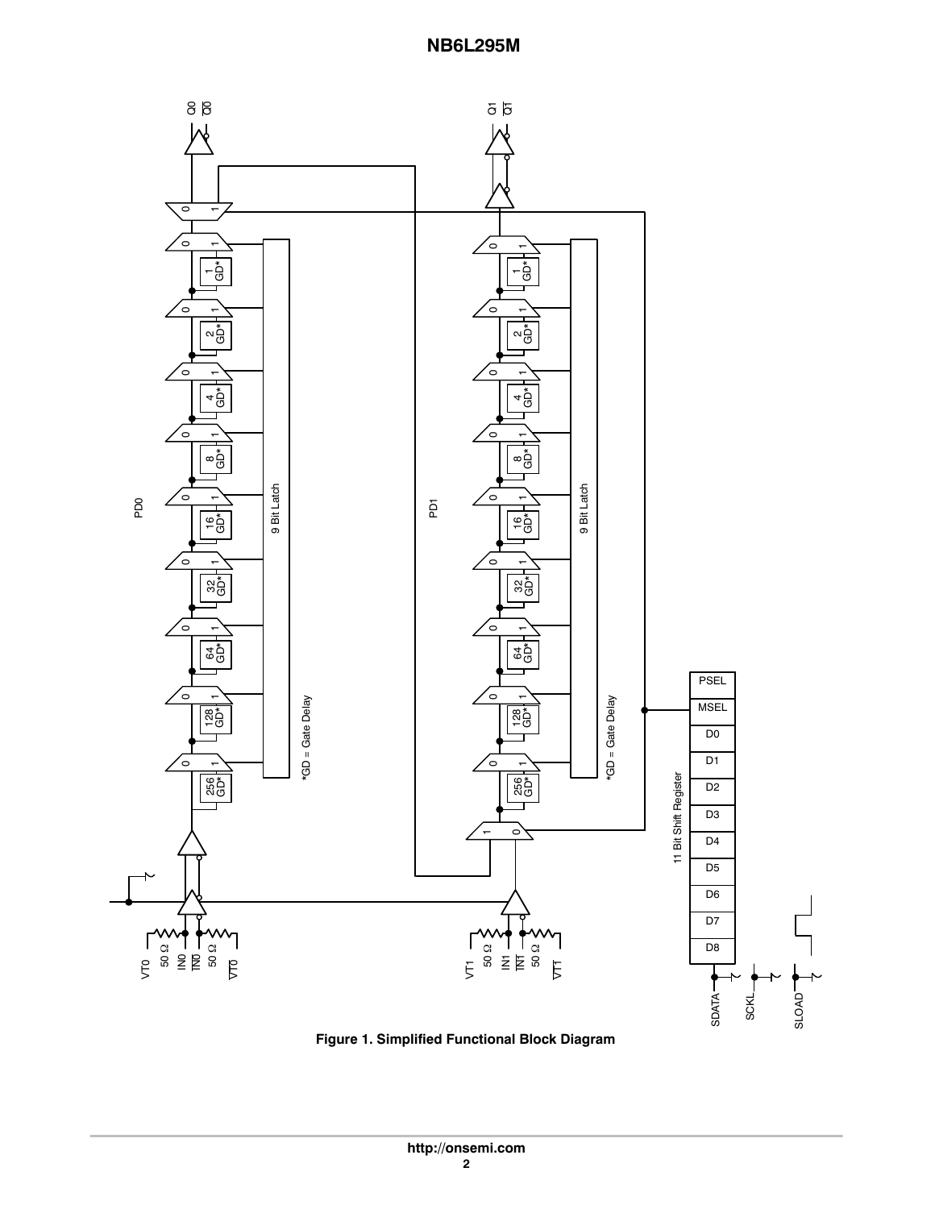Figure 1. Simplified Functional Block Diagram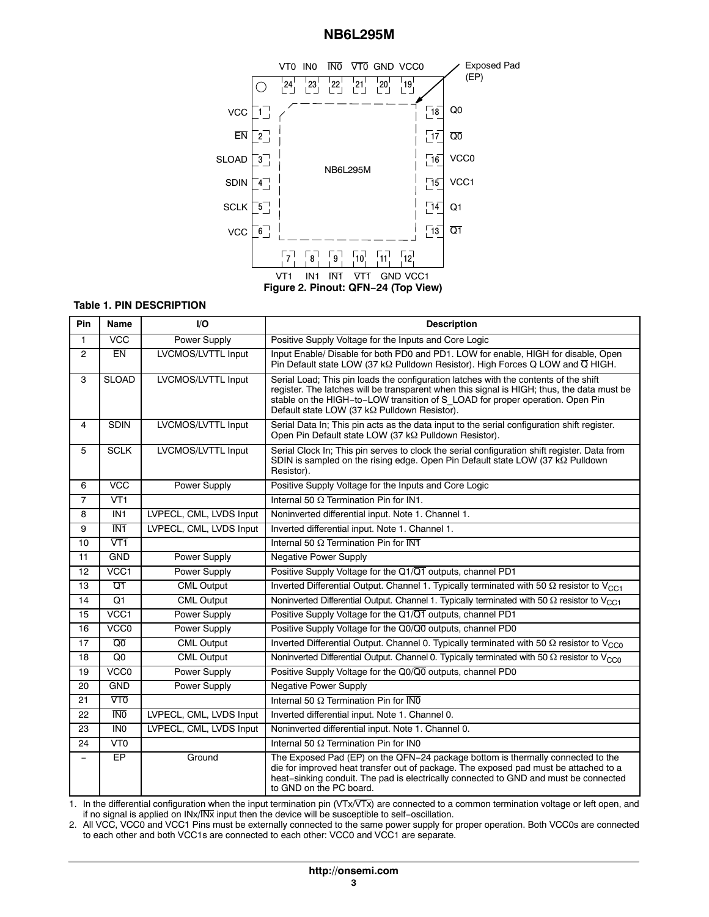Figure 2. Pinout: QFN−24 (Top View)

**Table 1. PIN DESCRIPTION**

| Pin | Name | I/O | Description |
|---|---|---|---|
| 1 | VCC | Power Supply | Positive Supply Voltage for the Inputs and Core Logic |
| 2 | $\overline{EN}$ | LVCMOS/LVTTL Input | Input Enable/ Disable for both PD0 and PD1. LOW for enable, HIGH for disable, Open Pin Default state LOW (37 kΩ Pulldown Resistor). High Forces Q LOW and $\overline{Q}$ HIGH. |
| 3 | SLOAD | LVCMOS/LVTTL Input | Serial Load; This pin loads the configuration latches with the contents of the shift register. The latches will be transparent when this signal is HIGH; thus, the data must be stable on the HIGH−to−LOW transition of S_LOAD for proper operation. Open Pin Default state LOW (37 kΩ Pulldown Resistor). |
| 4 | SDIN | LVCMOS/LVTTL Input | Serial Data In; This pin acts as the data input to the serial configuration shift register. Open Pin Default state LOW (37 kΩ Pulldown Resistor). |
| 5 | SCLK | LVCMOS/LVTTL Input | Serial Clock In; This pin serves to clock the serial configuration shift register. Data from SDIN is sampled on the rising edge. Open Pin Default state LOW (37 kΩ Pulldown Resistor). |
| 6 | VCC | Power Supply | Positive Supply Voltage for the Inputs and Core Logic |
| 7 | VT1 | | Internal 50 Ω Termination Pin for IN1. |
| 8 | IN1 | LVPECL, CML, LVDS Input | Noninverted differential input. Note 1. Channel 1. |
| 9 | $\overline{IN1}$ | LVPECL, CML, LVDS Input | Inverted differential input. Note 1. Channel 1. |
| 10 | $\overline{VT1}$ | | Internal 50 Ω Termination Pin for $\overline{IN1}$ |
| 11 | GND | Power Supply | Negative Power Supply |
| 12 | VCC1 | Power Supply | Positive Supply Voltage for the Q1/$\overline{Q1}$ outputs, channel PD1 |
| 13 | $\overline{Q1}$ | CML Output | Inverted Differential Output. Channel 1. Typically terminated with 50 Ω resistor to $V_{CC1}$ |
| 14 | Q1 | CML Output | Noninverted Differential Output. Channel 1. Typically terminated with 50 Ω resistor to $V_{CC1}$ |
| 15 | VCC1 | Power Supply | Positive Supply Voltage for the Q1/$\overline{Q1}$ outputs, channel PD1 |
| 16 | VCC0 | Power Supply | Positive Supply Voltage for the Q0/$\overline{Q0}$ outputs, channel PD0 |
| 17 | $\overline{Q0}$ | CML Output | Inverted Differential Output. Channel 0. Typically terminated with 50 Ω resistor to $V_{CC0}$ |
| 18 | Q0 | CML Output | Noninverted Differential Output. Channel 0. Typically terminated with 50 Ω resistor to $V_{CC0}$ |
| 19 | VCC0 | Power Supply | Positive Supply Voltage for the Q0/$\overline{Q0}$ outputs, channel PD0 |
| 20 | GND | Power Supply | Negative Power Supply |
| 21 | $\overline{VT0}$ | | Internal 50 Ω Termination Pin for $\overline{IN0}$ |
| 22 | $\overline{IN0}$ | LVPECL, CML, LVDS Input | Inverted differential input. Note 1. Channel 0. |
| 23 | IN0 | LVPECL, CML, LVDS Input | Noninverted differential input. Note 1. Channel 0. |
| 24 | VT0 | | Internal 50 Ω Termination Pin for IN0 |
| − | EP | Ground | The Exposed Pad (EP) on the QFN−24 package bottom is thermally connected to the die for improved heat transfer out of package. The exposed pad must be attached to a heat−sinking conduit. The pad is electrically connected to GND and must be connected to GND on the PC board. |

1. In the differential configuration when the input termination pin (VTx/$\overline{VTx}$) are connected to a common termination voltage or left open, and if no signal is applied on INx/$\overline{INx}$ input then the device will be susceptible to self−oscillation.
2. All VCC, VCC0 and VCC1 Pins must be externally connected to the same power supply for proper operation. Both VCC0s are connected to each other and both VCC1s are connected to each other: VCC0 and VCC1 are separate.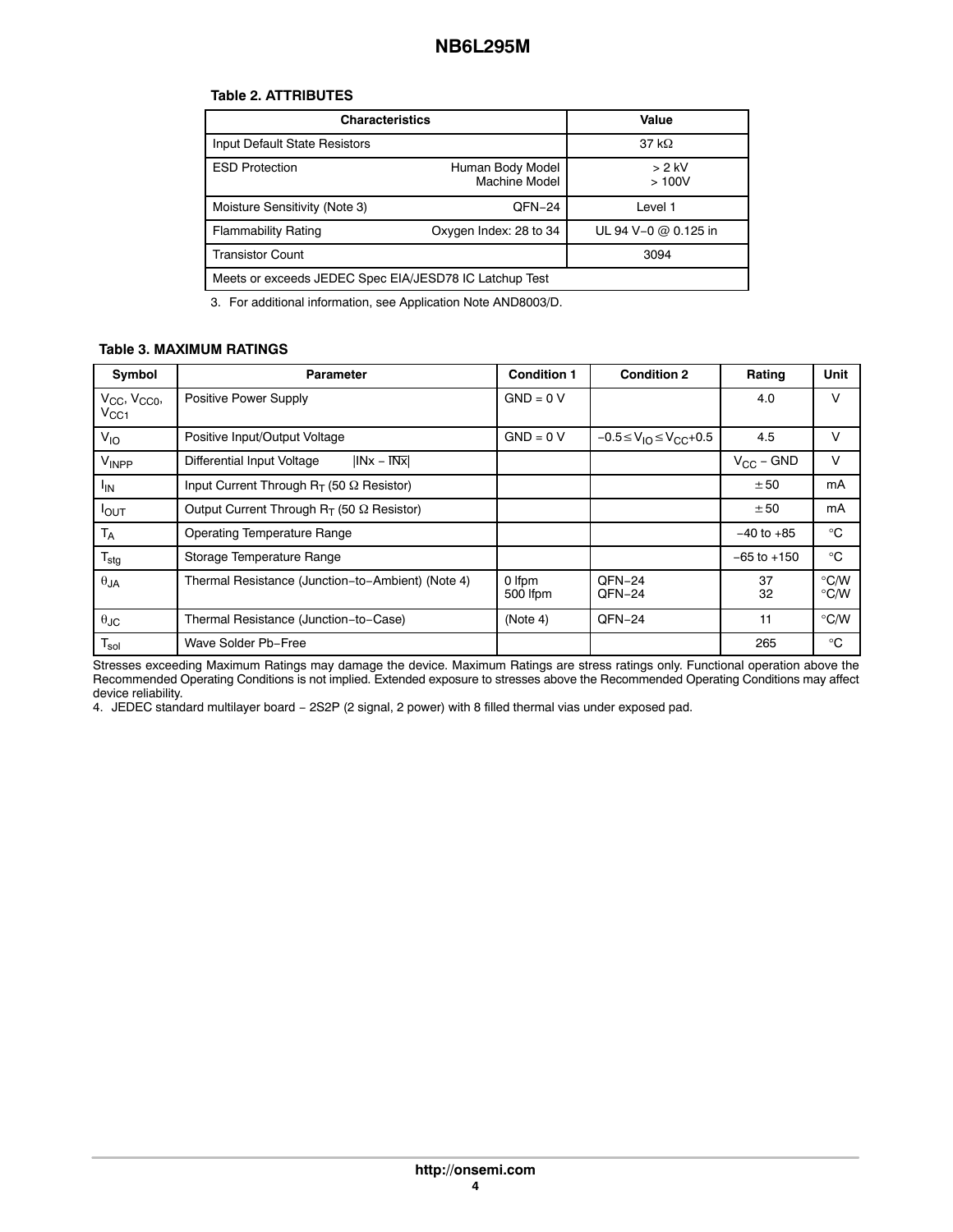**Table 2. ATTRIBUTES**

| Characteristics | | Value |
|---|---|---|
| Input Default State Resistors | | 37 kΩ |
| ESD Protection | Human Body Model<br>Machine Model | > 2 kV<br>> 100V |
| Moisture Sensitivity (Note 3) | QFN−24 | Level 1 |
| Flammability Rating | Oxygen Index: 28 to 34 | UL 94 V−0 @ 0.125 in |
| Transistor Count | | 3094 |
| Meets or exceeds JEDEC Spec EIA/JESD78 IC Latchup Test | | |

3. For additional information, see Application Note AND8003/D.

**Table 3. MAXIMUM RATINGS**

| Symbol | Parameter | Condition 1 | Condition 2 | Rating | Unit |
|---|---|---|---|---|---|
| $V_{CC}$, $V_{CC0}$, $V_{CC1}$ | Positive Power Supply | GND = 0 V | | 4.0 | V |
| $V_{IO}$ | Positive Input/Output Voltage | GND = 0 V | $-0.5 \leq V_{IO} \leq V_{CC}+0.5$ | 4.5 | V |
| $V_{INPP}$ | Differential Input Voltage $\lvert INx - \overline{INx} \rvert$ | | | $V_{CC}$ − GND | V |
| $I_{IN}$ | Input Current Through $R_T$ (50 Ω Resistor) | | | ± 50 | mA |
| $I_{OUT}$ | Output Current Through $R_T$ (50 Ω Resistor) | | | ± 50 | mA |
| $T_A$ | Operating Temperature Range | | | −40 to +85 | °C |
| $T_{stg}$ | Storage Temperature Range | | | −65 to +150 | °C |
| $\theta_{JA}$ | Thermal Resistance (Junction−to−Ambient) (Note 4) | 0 lfpm<br>500 lfpm | QFN−24<br>QFN−24 | 37<br>32 | °C/W<br>°C/W |
| $\theta_{JC}$ | Thermal Resistance (Junction−to−Case) | (Note 4) | QFN−24 | 11 | °C/W |
| $T_{sol}$ | Wave Solder Pb−Free | | | 265 | °C |

Stresses exceeding Maximum Ratings may damage the device. Maximum Ratings are stress ratings only. Functional operation above the Recommended Operating Conditions is not implied. Extended exposure to stresses above the Recommended Operating Conditions may affect device reliability.

4. JEDEC standard multilayer board − 2S2P (2 signal, 2 power) with 8 filled thermal vias under exposed pad.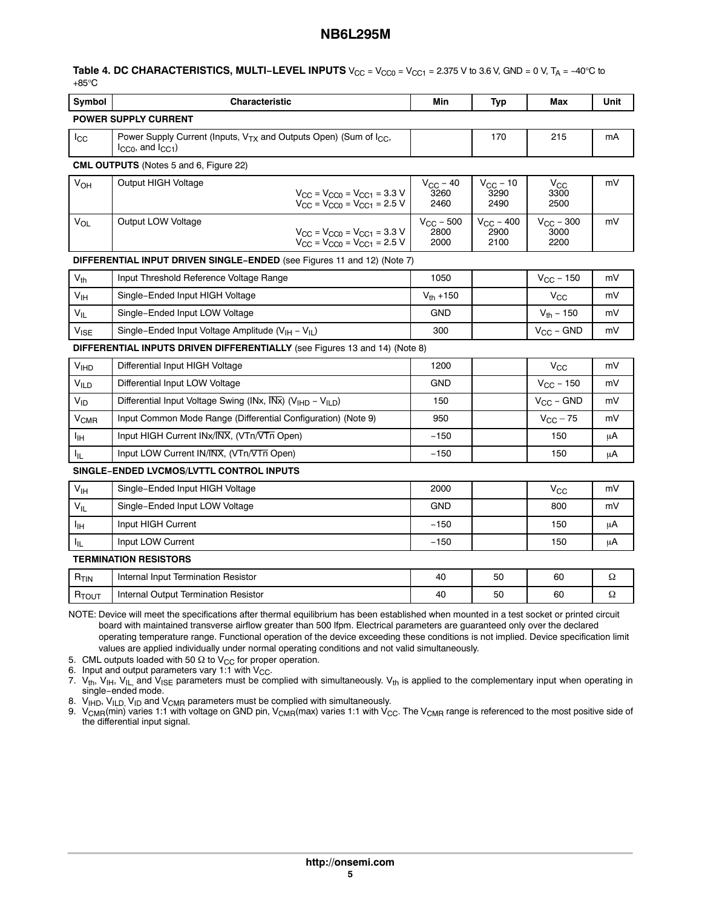**Table 4. DC CHARACTERISTICS, MULTI−LEVEL INPUTS** $V_{CC} = V_{CC0} = V_{CC1}$ = 2.375 V to 3.6 V, GND = 0 V, $T_A$ = −40°C to +85°C

| Symbol | Characteristic | Min | Typ | Max | Unit |
|---|---|---|---|---|---|
| **POWER SUPPLY CURRENT** | | | | | |
| $I_{CC}$ | Power Supply Current (Inputs, $V_{TX}$ and Outputs Open) (Sum of $I_{CC}$, $I_{CC0}$, and $I_{CC1}$) | | 170 | 215 | mA |
| **CML OUTPUTS** (Notes 5 and 6, Figure 22) | | | | | |
| $V_{OH}$ | Output HIGH Voltage<br>$V_{CC} = V_{CC0} = V_{CC1}$ = 3.3 V<br>$V_{CC} = V_{CC0} = V_{CC1}$ = 2.5 V | $V_{CC}$ − 40<br>3260<br>2460 | $V_{CC}$ − 10<br>3290<br>2490 | $V_{CC}$<br>3300<br>2500 | mV |
| $V_{OL}$ | Output LOW Voltage<br>$V_{CC} = V_{CC0} = V_{CC1}$ = 3.3 V<br>$V_{CC} = V_{CC0} = V_{CC1}$ = 2.5 V | $V_{CC}$ − 500<br>2800<br>2000 | $V_{CC}$ − 400<br>2900<br>2100 | $V_{CC}$ − 300<br>3000<br>2200 | mV |
| **DIFFERENTIAL INPUT DRIVEN SINGLE−ENDED** (see Figures 11 and 12) (Note 7) | | | | | |
| $V_{th}$ | Input Threshold Reference Voltage Range | 1050 | | $V_{CC}$ − 150 | mV |
| $V_{IH}$ | Single−Ended Input HIGH Voltage | $V_{th}$ +150 | | $V_{CC}$ | mV |
| $V_{IL}$ | Single−Ended Input LOW Voltage | GND | | $V_{th}$ − 150 | mV |
| $V_{ISE}$ | Single−Ended Input Voltage Amplitude ($V_{IH} - V_{IL}$) | 300 | | $V_{CC}$ − GND | mV |
| **DIFFERENTIAL INPUTS DRIVEN DIFFERENTIALLY** (see Figures 13 and 14) (Note 8) | | | | | |
| $V_{IHD}$ | Differential Input HIGH Voltage | 1200 | | $V_{CC}$ | mV |
| $V_{ILD}$ | Differential Input LOW Voltage | GND | | $V_{CC}$ − 150 | mV |
| $V_{ID}$ | Differential Input Voltage Swing (INx, $\overline{INx}$) ($V_{IHD} - V_{ILD}$) | 150 | | $V_{CC}$ − GND | mV |
| $V_{CMR}$ | Input Common Mode Range (Differential Configuration) (Note 9) | 950 | | $V_{CC}$ − 75 | mV |
| $I_{IH}$ | Input HIGH Current INx/$\overline{INX}$, (VTn/$\overline{VTn}$ Open) | −150 | | 150 | μA |
| $I_{IL}$ | Input LOW Current IN/$\overline{INX}$, (VTn/$\overline{VTn}$ Open) | −150 | | 150 | μA |
| **SINGLE−ENDED LVCMOS/LVTTL CONTROL INPUTS** | | | | | |
| $V_{IH}$ | Single−Ended Input HIGH Voltage | 2000 | | $V_{CC}$ | mV |
| $V_{IL}$ | Single−Ended Input LOW Voltage | GND | | 800 | mV |
| $I_{IH}$ | Input HIGH Current | −150 | | 150 | μA |
| $I_{IL}$ | Input LOW Current | −150 | | 150 | μA |
| **TERMINATION RESISTORS** | | | | | |
| $R_{TIN}$ | Internal Input Termination Resistor | 40 | 50 | 60 | Ω |
| $R_{TOUT}$ | Internal Output Termination Resistor | 40 | 50 | 60 | Ω |

NOTE: Device will meet the specifications after thermal equilibrium has been established when mounted in a test socket or printed circuit board with maintained transverse airflow greater than 500 lfpm. Electrical parameters are guaranteed only over the declared operating temperature range. Functional operation of the device exceeding these conditions is not implied. Device specification limit values are applied individually under normal operating conditions and not valid simultaneously.

5. CML outputs loaded with 50 Ω to $V_{CC}$ for proper operation.
6. Input and output parameters vary 1:1 with $V_{CC}$.
7. $V_{th}$, $V_{IH}$, $V_{IL}$, and $V_{ISE}$ parameters must be complied with simultaneously. $V_{th}$ is applied to the complementary input when operating in single−ended mode.
8. $V_{IHD}$, $V_{ILD}$, $V_{ID}$ and $V_{CMR}$ parameters must be complied with simultaneously.
9. $V_{CMR}$(min) varies 1:1 with voltage on GND pin, $V_{CMR}$(max) varies 1:1 with $V_{CC}$. The $V_{CMR}$ range is referenced to the most positive side of the differential input signal.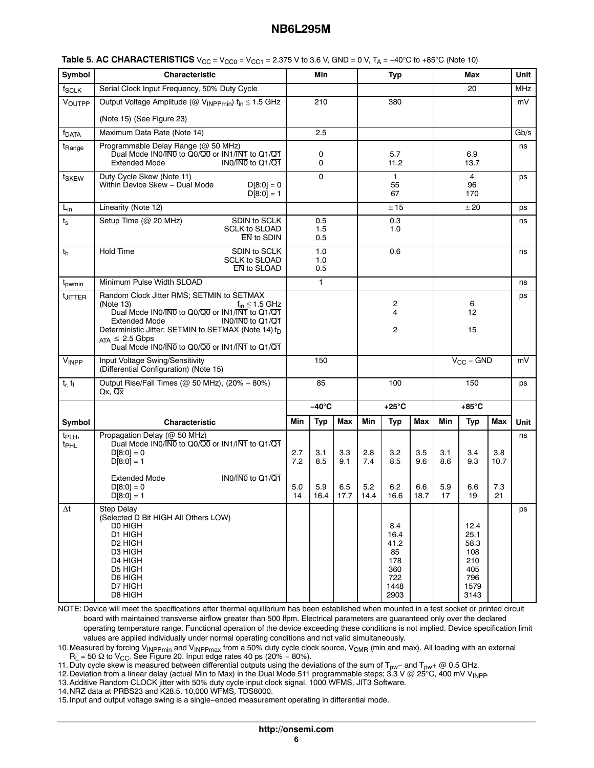**Table 5. AC CHARACTERISTICS** $V_{CC} = V_{CC0} = V_{CC1}$ = 2.375 V to 3.6 V, GND = 0 V, $T_A$ = −40°C to +85°C (Note 10)

| Symbol | Characteristic | Min | Typ | Max | Unit |
|---|---|---|---|---|---|
| $f_{SCLK}$ | Serial Clock Input Frequency, 50% Duty Cycle | | | 20 | MHz |
| $V_{OUTPP}$ | Output Voltage Amplitude (@ $V_{INPPmin}$) $f_{in} \leq$ 1.5 GHz (Note 15) (See Figure 23) | 210 | 380 | | mV |
| $f_{DATA}$ | Maximum Data Rate (Note 14) | 2.5 | | | Gb/s |
| $t_{Range}$ | Programmable Delay Range (@ 50 MHz)<br>Dual Mode IN0/$\overline{IN0}$ to Q0/$\overline{Q0}$ or IN1/$\overline{IN1}$ to Q1/$\overline{Q1}$<br>Extended Mode IN0/$\overline{IN0}$ to Q1/$\overline{Q1}$ | 0<br>0 | 5.7<br>11.2 | 6.9<br>13.7 | ns |
| $t_{SKEW}$ | Duty Cycle Skew (Note 11)<br>Within Device Skew − Dual Mode D[8:0] = 0<br>D[8:0] = 1 | 0 | 1<br>55<br>67 | 4<br>96<br>170 | ps |
| $L_{in}$ | Linearity (Note 12) | | ±15 | ±20 | ps |
| $t_s$ | Setup Time (@ 20 MHz) SDIN to SCLK<br>SCLK to SLOAD<br>$\overline{EN}$ to SDIN | 0.5<br>1.5<br>0.5 | 0.3<br>1.0 | | ns |
| $t_h$ | Hold Time SDIN to SCLK<br>SCLK to SLOAD<br>$\overline{EN}$ to SLOAD | 1.0<br>1.0<br>0.5 | 0.6 | | ns |
| $t_{pwmin}$ | Minimum Pulse Width SLOAD | 1 | | | ns |
| $t_{JITTER}$ | Random Clock Jitter RMS; SETMIN to SETMAX (Note 13) $f_{in} \leq$ 1.5 GHz<br>Dual Mode IN0/$\overline{IN0}$ to Q0/$\overline{Q0}$ or IN1/$\overline{IN1}$ to Q1/$\overline{Q1}$<br>Extended Mode IN0/$\overline{IN0}$ to Q1/$\overline{Q1}$<br>Deterministic Jitter; SETMIN to SETMAX (Note 14) $f_{DATA} \leq$ 2.5 Gbps<br>Dual Mode IN0/$\overline{IN0}$ to Q0/$\overline{Q0}$ or IN1/$\overline{IN1}$ to Q1/$\overline{Q1}$ | | 2<br>4<br><br>2 | 6<br>12<br><br>15 | ps |
| $V_{INPP}$ | Input Voltage Swing/Sensitivity (Differential Configuration) (Note 15) | 150 | | $V_{CC}$ − GND | mV |
| $t_r$, $t_f$ | Output Rise/Fall Times (@ 50 MHz), (20% − 80%) Qx, $\overline{Qx}$ | 85 | 100 | 150 | ps |

| Symbol | Characteristic | −40°C Min | −40°C Typ | −40°C Max | +25°C Min | +25°C Typ | +25°C Max | +85°C Min | +85°C Typ | +85°C Max | Unit |
|---|---|---|---|---|---|---|---|---|---|---|---|
| $t_{PLH}$, $t_{PHL}$ | Propagation Delay (@ 50 MHz)<br>Dual Mode IN0/$\overline{IN0}$ to Q0/$\overline{Q0}$ or IN1/$\overline{IN1}$ to Q1/$\overline{Q1}$<br>D[8:0] = 0<br>D[8:0] = 1<br><br>Extended Mode IN0/$\overline{IN0}$ to Q1/$\overline{Q1}$<br>D[8:0] = 0<br>D[8:0] = 1 | <br><br>2.7<br>7.2<br><br><br>5.0<br>14 | <br><br>3.1<br>8.5<br><br><br>5.9<br>16.4 | <br><br>3.3<br>9.1<br><br><br>6.5<br>17.7 | <br><br>2.8<br>7.4<br><br><br>5.2<br>14.4 | <br><br>3.2<br>8.5<br><br><br>6.2<br>16.6 | <br><br>3.5<br>9.6<br><br><br>6.6<br>18.7 | <br><br>3.1<br>8.6<br><br><br>5.9<br>17 | <br><br>3.4<br>9.3<br><br><br>6.6<br>19 | <br><br>3.8<br>10.7<br><br><br>7.3<br>21 | ns |
| Δt | Step Delay (Selected D Bit HIGH All Others LOW)<br>D0 HIGH<br>D1 HIGH<br>D2 HIGH<br>D3 HIGH<br>D4 HIGH<br>D5 HIGH<br>D6 HIGH<br>D7 HIGH<br>D8 HIGH | | | | | <br>8.4<br>16.4<br>41.2<br>85<br>178<br>360<br>722<br>1448<br>2903 | | | <br>12.4<br>25.1<br>58.3<br>108<br>210<br>405<br>796<br>1579<br>3143 | | ps |

NOTE: Device will meet the specifications after thermal equilibrium has been established when mounted in a test socket or printed circuit board with maintained transverse airflow greater than 500 lfpm. Electrical parameters are guaranteed only over the declared operating temperature range. Functional operation of the device exceeding these conditions is not implied. Device specification limit values are applied individually under normal operating conditions and not valid simultaneously.

10. Measured by forcing $V_{INPPmin}$ and $V_{INPPmax}$ from a 50% duty cycle clock source, $V_{CMR}$ (min and max). All loading with an external $R_L$ = 50 Ω to $V_{CC}$. See Figure 20. Input edge rates 40 ps (20% − 80%).
11. Duty cycle skew is measured between differential outputs using the deviations of the sum of $T_{pw}$− and $T_{pw}$+ @ 0.5 GHz.
12. Deviation from a linear delay (actual Min to Max) in the Dual Mode 511 programmable steps; 3.3 V @ 25°C, 400 mV $V_{INPP}$.
13. Additive Random CLOCK jitter with 50% duty cycle input clock signal. 1000 WFMS, JIT3 Software.
14. NRZ data at PRBS23 and K28.5. 10,000 WFMS, TDS8000.
15. Input and output voltage swing is a single−ended measurement operating in differential mode.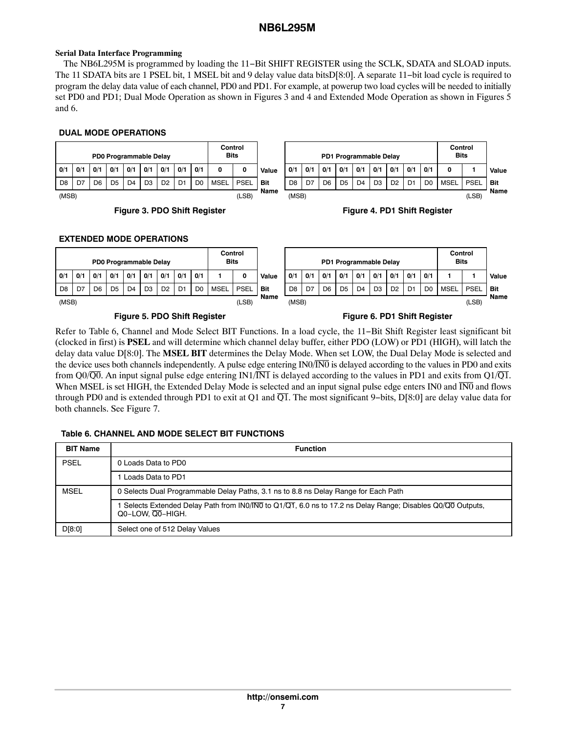**Serial Data Interface Programming**

The NB6L295M is programmed by loading the 11−Bit SHIFT REGISTER using the SCLK, SDATA and SLOAD inputs. The 11 SDATA bits are 1 PSEL bit, 1 MSEL bit and 9 delay value data bitsD[8:0]. A separate 11−bit load cycle is required to program the delay data value of each channel, PD0 and PD1. For example, at powerup two load cycles will be needed to initially set PD0 and PD1; Dual Mode Operation as shown in Figures 3 and 4 and Extended Mode Operation as shown in Figures 5 and 6.

### DUAL MODE OPERATIONS

| PD0 Programmable Delay | | | | | | | | | Control Bits | | |
|---|---|---|---|---|---|---|---|---|---|---|---|
| 0/1 | 0/1 | 0/1 | 0/1 | 0/1 | 0/1 | 0/1 | 0/1 | 0/1 | 0 | 0 | Value |
| D8 | D7 | D6 | D5 | D4 | D3 | D2 | D1 | D0 | MSEL | PSEL | Bit Name |
| (MSB) | | | | | | | | | | (LSB) | |

**Figure 3. PDO Shift Register**

| PD1 Programmable Delay | | | | | | | | | Control Bits | | |
|---|---|---|---|---|---|---|---|---|---|---|---|
| 0/1 | 0/1 | 0/1 | 0/1 | 0/1 | 0/1 | 0/1 | 0/1 | 0/1 | 0 | 1 | Value |
| D8 | D7 | D6 | D5 | D4 | D3 | D2 | D1 | D0 | MSEL | PSEL | Bit Name |
| (MSB) | | | | | | | | | | (LSB) | |

**Figure 4. PD1 Shift Register**

### EXTENDED MODE OPERATIONS

| PD0 Programmable Delay | | | | | | | | | Control Bits | | |
|---|---|---|---|---|---|---|---|---|---|---|---|
| 0/1 | 0/1 | 0/1 | 0/1 | 0/1 | 0/1 | 0/1 | 0/1 | 0/1 | 1 | 0 | Value |
| D8 | D7 | D6 | D5 | D4 | D3 | D2 | D1 | D0 | MSEL | PSEL | Bit Name |
| (MSB) | | | | | | | | | | (LSB) | |

**Figure 5. PDO Shift Register**

| PD1 Programmable Delay | | | | | | | | | Control Bits | | |
|---|---|---|---|---|---|---|---|---|---|---|---|
| 0/1 | 0/1 | 0/1 | 0/1 | 0/1 | 0/1 | 0/1 | 0/1 | 0/1 | 1 | 1 | Value |
| D8 | D7 | D6 | D5 | D4 | D3 | D2 | D1 | D0 | MSEL | PSEL | Bit Name |
| (MSB) | | | | | | | | | | (LSB) | |

**Figure 6. PD1 Shift Register**

Refer to Table 6, Channel and Mode Select BIT Functions. In a load cycle, the 11−Bit Shift Register least significant bit (clocked in first) is **PSEL** and will determine which channel delay buffer, either PDO (LOW) or PD1 (HIGH), will latch the delay data value D[8:0]. The **MSEL BIT** determines the Delay Mode. When set LOW, the Dual Delay Mode is selected and the device uses both channels independently. A pulse edge entering IN0/$\overline{\text{IN0}}$ is delayed according to the values in PD0 and exits from Q0/$\overline{\text{Q0}}$. An input signal pulse edge entering IN1/$\overline{\text{IN1}}$ is delayed according to the values in PD1 and exits from Q1/$\overline{\text{Q1}}$. When MSEL is set HIGH, the Extended Delay Mode is selected and an input signal pulse edge enters IN0 and $\overline{\text{IN0}}$ and flows through PD0 and is extended through PD1 to exit at Q1 and $\overline{\text{Q1}}$. The most significant 9−bits, D[8:0] are delay value data for both channels. See Figure 7.

**Table 6. CHANNEL AND MODE SELECT BIT FUNCTIONS**

| BIT Name | Function |
|---|---|
| PSEL | 0 Loads Data to PD0 |
| | 1 Loads Data to PD1 |
| MSEL | 0 Selects Dual Programmable Delay Paths, 3.1 ns to 8.8 ns Delay Range for Each Path |
| | 1 Selects Extended Delay Path from IN0/$\overline{\text{IN0}}$ to Q1/$\overline{\text{Q1}}$, 6.0 ns to 17.2 ns Delay Range; Disables Q0/$\overline{\text{Q0}}$ Outputs, Q0−LOW, $\overline{\text{Q0}}$−HIGH. |
| D[8:0] | Select one of 512 Delay Values |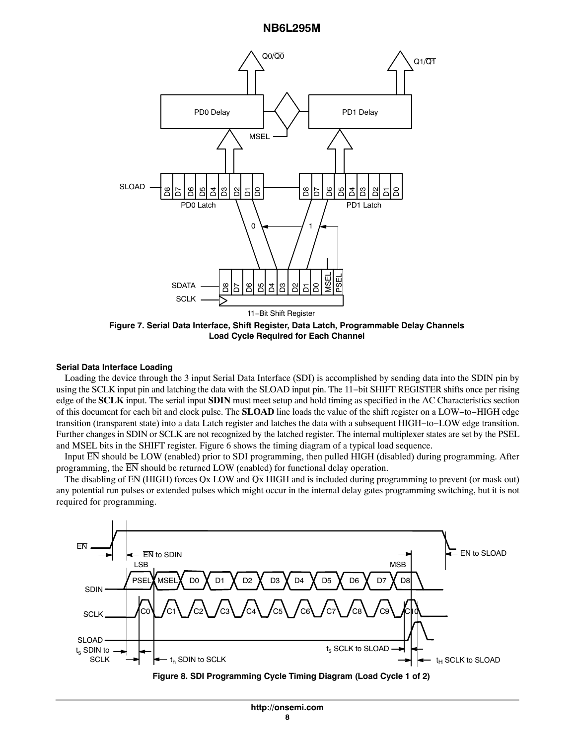Figure 7. Serial Data Interface, Shift Register, Data Latch, Programmable Delay Channels Load Cycle Required for Each Channel

### Serial Data Interface Loading

Loading the device through the 3 input Serial Data Interface (SDI) is accomplished by sending data into the SDIN pin by using the SCLK input pin and latching the data with the SLOAD input pin. The 11−bit SHIFT REGISTER shifts once per rising edge of the **SCLK** input. The serial input **SDIN** must meet setup and hold timing as specified in the AC Characteristics section of this document for each bit and clock pulse. The **SLOAD** line loads the value of the shift register on a LOW−to−HIGH edge transition (transparent state) into a data Latch register and latches the data with a subsequent HIGH−to−LOW edge transition. Further changes in SDIN or SCLK are not recognized by the latched register. The internal multiplexer states are set by the PSEL and MSEL bits in the SHIFT register. Figure 6 shows the timing diagram of a typical load sequence.

Input $\overline{EN}$ should be LOW (enabled) prior to SDI programming, then pulled HIGH (disabled) during programming. After programming, the $\overline{EN}$ should be returned LOW (enabled) for functional delay operation.

The disabling of $\overline{EN}$ (HIGH) forces Qx LOW and $\overline{Qx}$ HIGH and is included during programming to prevent (or mask out) any potential run pulses or extended pulses which might occur in the internal delay gates programming switching, but it is not required for programming.

Figure 8. SDI Programming Cycle Timing Diagram (Load Cycle 1 of 2)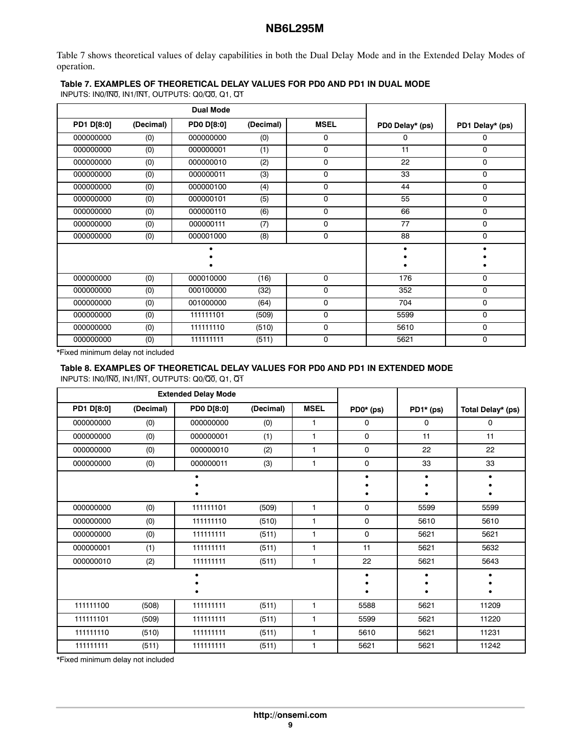Table 7 shows theoretical values of delay capabilities in both the Dual Delay Mode and in the Extended Delay Modes of operation.

**Table 7. EXAMPLES OF THEORETICAL DELAY VALUES FOR PD0 AND PD1 IN DUAL MODE**

INPUTS: IN0/$\overline{IN0}$, IN1/$\overline{IN1}$, OUTPUTS: Q0/$\overline{Q0}$, Q1, $\overline{Q1}$

| Dual Mode | | | | | | |
|---|---|---|---|---|---|---|
| **PD1 D[8:0]** | **(Decimal)** | **PD0 D[8:0]** | **(Decimal)** | **MSEL** | **PD0 Delay* (ps)** | **PD1 Delay* (ps)** |
| 000000000 | (0) | 000000000 | (0) | 0 | 0 | 0 |
| 000000000 | (0) | 000000001 | (1) | 0 | 11 | 0 |
| 000000000 | (0) | 000000010 | (2) | 0 | 22 | 0 |
| 000000000 | (0) | 000000011 | (3) | 0 | 33 | 0 |
| 000000000 | (0) | 000000100 | (4) | 0 | 44 | 0 |
| 000000000 | (0) | 000000101 | (5) | 0 | 55 | 0 |
| 000000000 | (0) | 000000110 | (6) | 0 | 66 | 0 |
| 000000000 | (0) | 000000111 | (7) | 0 | 77 | 0 |
| 000000000 | (0) | 000001000 | (8) | 0 | 88 | 0 |
| ⋮ | | | | | ⋮ | ⋮ |
| 000000000 | (0) | 000010000 | (16) | 0 | 176 | 0 |
| 000000000 | (0) | 000100000 | (32) | 0 | 352 | 0 |
| 000000000 | (0) | 001000000 | (64) | 0 | 704 | 0 |
| 000000000 | (0) | 111111101 | (509) | 0 | 5599 | 0 |
| 000000000 | (0) | 111111110 | (510) | 0 | 5610 | 0 |
| 000000000 | (0) | 111111111 | (511) | 0 | 5621 | 0 |

*Fixed minimum delay not included

**Table 8. EXAMPLES OF THEORETICAL DELAY VALUES FOR PD0 AND PD1 IN EXTENDED MODE**

INPUTS: IN0/$\overline{IN0}$, IN1/$\overline{IN1}$, OUTPUTS: Q0/$\overline{Q0}$, Q1, $\overline{Q1}$

| Extended Delay Mode | | | | | | | |
|---|---|---|---|---|---|---|---|
| **PD1 D[8:0]** | **(Decimal)** | **PD0 D[8:0]** | **(Decimal)** | **MSEL** | **PD0* (ps)** | **PD1* (ps)** | **Total Delay* (ps)** |
| 000000000 | (0) | 000000000 | (0) | 1 | 0 | 0 | 0 |
| 000000000 | (0) | 000000001 | (1) | 1 | 0 | 11 | 11 |
| 000000000 | (0) | 000000010 | (2) | 1 | 0 | 22 | 22 |
| 000000000 | (0) | 000000011 | (3) | 1 | 0 | 33 | 33 |
| ⋮ | | | | | ⋮ | ⋮ | ⋮ |
| 000000000 | (0) | 111111101 | (509) | 1 | 0 | 5599 | 5599 |
| 000000000 | (0) | 111111110 | (510) | 1 | 0 | 5610 | 5610 |
| 000000000 | (0) | 111111111 | (511) | 1 | 0 | 5621 | 5621 |
| 000000001 | (1) | 111111111 | (511) | 1 | 11 | 5621 | 5632 |
| 000000010 | (2) | 111111111 | (511) | 1 | 22 | 5621 | 5643 |
| ⋮ | | | | | ⋮ | ⋮ | ⋮ |
| 111111100 | (508) | 111111111 | (511) | 1 | 5588 | 5621 | 11209 |
| 111111101 | (509) | 111111111 | (511) | 1 | 5599 | 5621 | 11220 |
| 111111110 | (510) | 111111111 | (511) | 1 | 5610 | 5621 | 11231 |
| 111111111 | (511) | 111111111 | (511) | 1 | 5621 | 5621 | 11242 |

*Fixed minimum delay not included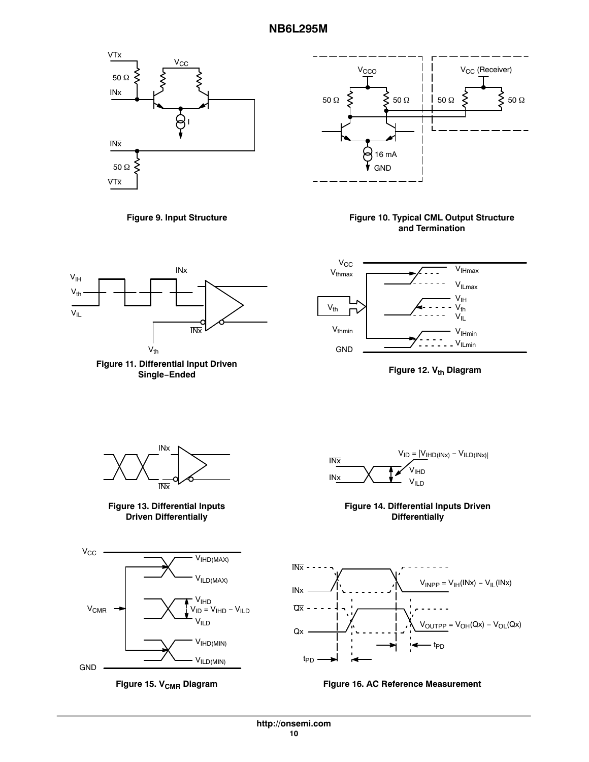Figure 9. Input Structure

Figure 10. Typical CML Output Structure and Termination

Figure 11. Differential Input Driven Single−Ended

Figure 12. $V_{th}$ Diagram

Figure 13. Differential Inputs Driven Differentially

Figure 14. Differential Inputs Driven Differentially

Figure 15. $V_{CMR}$ Diagram

Figure 16. AC Reference Measurement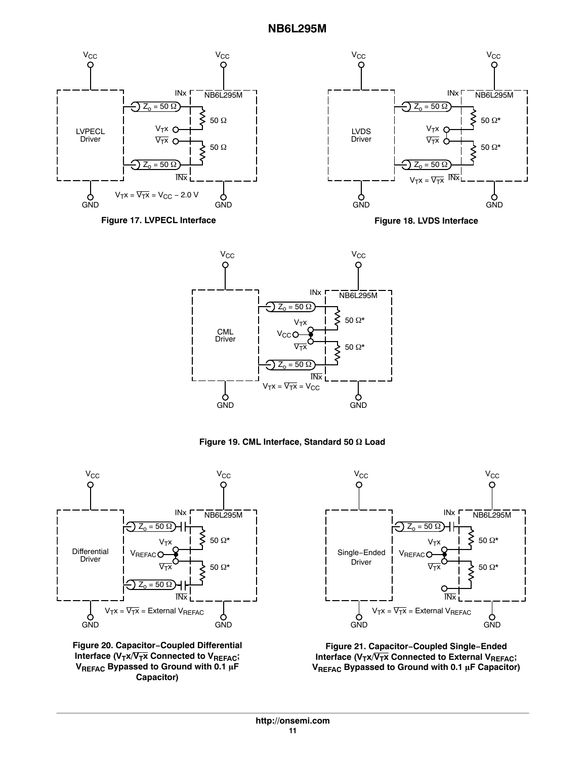Figure 17. LVPECL Interface

Figure 18. LVDS Interface

Figure 19. CML Interface, Standard 50 Ω Load

Figure 20. Capacitor−Coupled Differential Interface ($V_T x$/$\overline{V_T x}$ Connected to $V_{REFAC}$; $V_{REFAC}$ Bypassed to Ground with 0.1 μF Capacitor)

Figure 21. Capacitor−Coupled Single−Ended Interface ($V_T x$/$\overline{V_T x}$ Connected to External $V_{REFAC}$; $V_{REFAC}$ Bypassed to Ground with 0.1 μF Capacitor)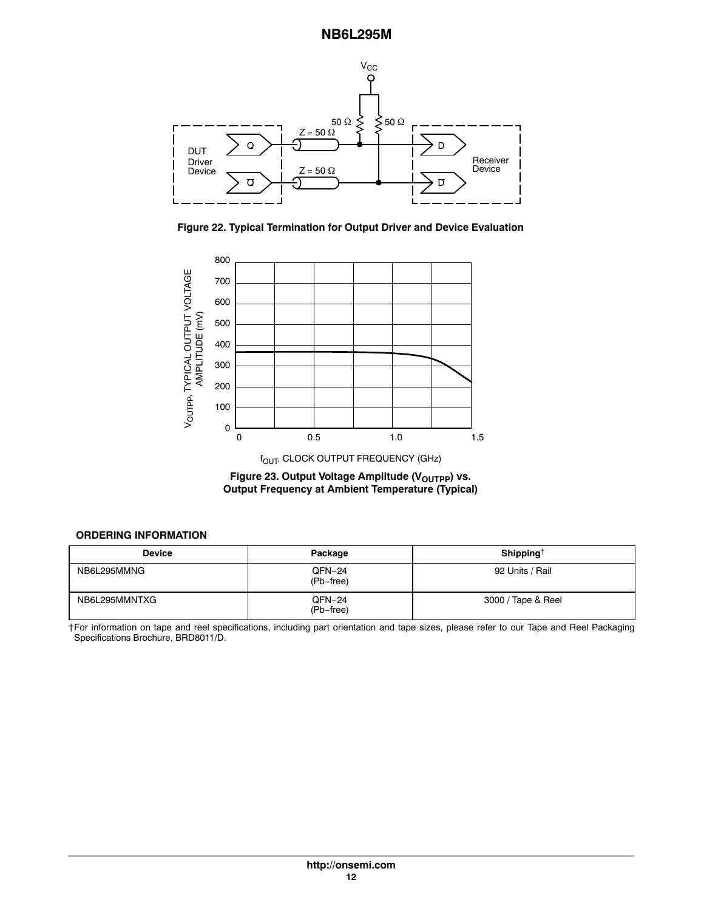Figure 22. Typical Termination for Output Driver and Device Evaluation

Figure 23. Output Voltage Amplitude ($V_{OUTPP}$) vs. Output Frequency at Ambient Temperature (Typical)

**ORDERING INFORMATION**

| Device | Package | Shipping† |
| --- | --- | --- |
| NB6L295MMNG | QFN−24 (Pb−free) | 92 Units / Rail |
| NB6L295MMNTXG | QFN−24 (Pb−free) | 3000 / Tape & Reel |

†For information on tape and reel specifications, including part orientation and tape sizes, please refer to our Tape and Reel Packaging Specifications Brochure, BRD8011/D.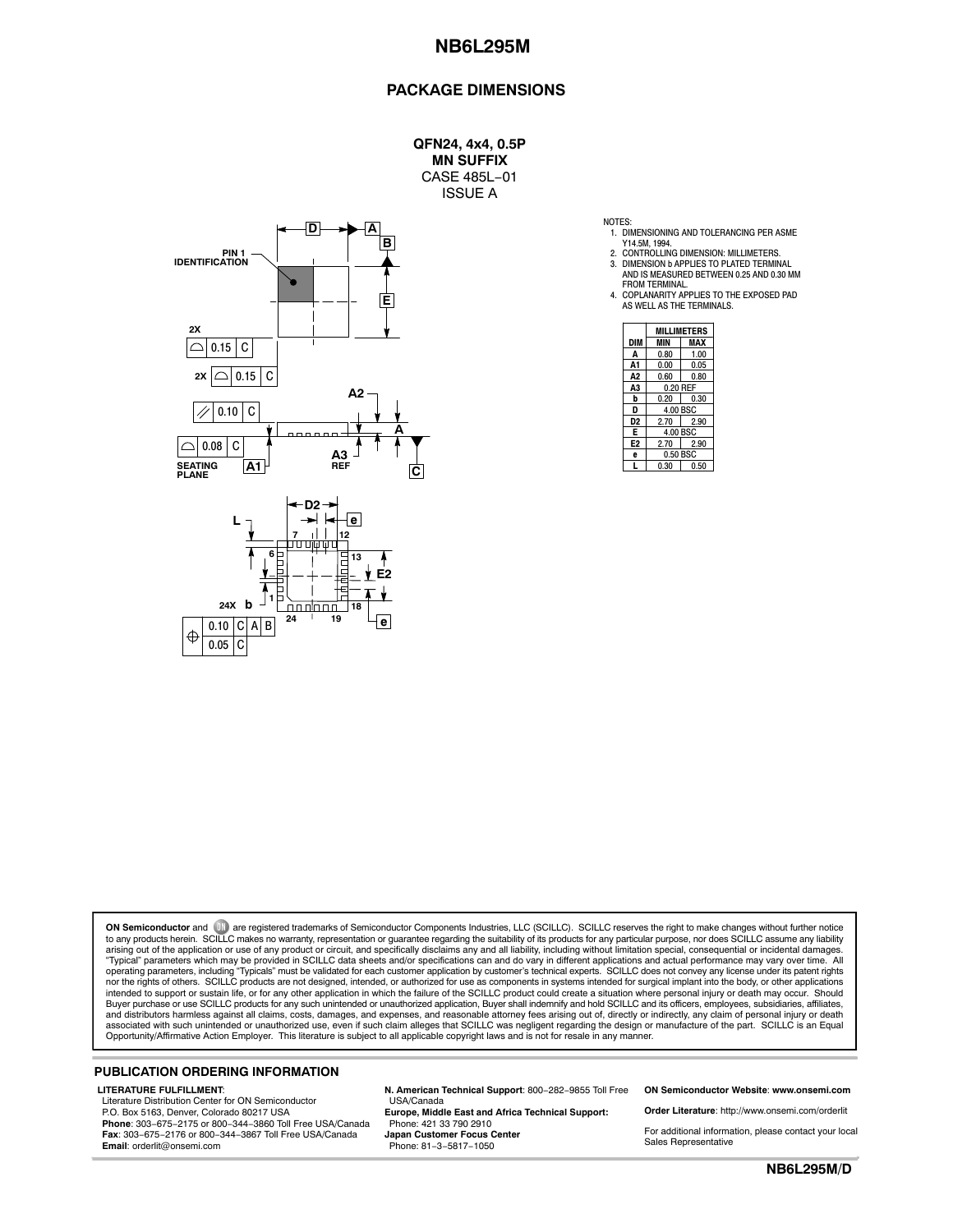## PACKAGE DIMENSIONS

**QFN24, 4x4, 0.5P**
**MN SUFFIX**
CASE 485L−01
ISSUE A

NOTES:
1. DIMENSIONING AND TOLERANCING PER ASME Y14.5M, 1994.
2. CONTROLLING DIMENSION: MILLIMETERS.
3. DIMENSION b APPLIES TO PLATED TERMINAL AND IS MEASURED BETWEEN 0.25 AND 0.30 MM FROM TERMINAL.
4. COPLANARITY APPLIES TO THE EXPOSED PAD AS WELL AS THE TERMINALS.

| DIM | MILLIMETERS MIN | MILLIMETERS MAX |
|---|---|---|
| A | 0.80 | 1.00 |
| A1 | 0.00 | 0.05 |
| A2 | 0.60 | 0.80 |
| A3 | 0.20 REF | |
| b | 0.20 | 0.30 |
| D | 4.00 BSC | |
| D2 | 2.70 | 2.90 |
| E | 4.00 BSC | |
| E2 | 2.70 | 2.90 |
| e | 0.50 BSC | |
| L | 0.30 | 0.50 |

**ON Semiconductor** and  are registered trademarks of Semiconductor Components Industries, LLC (SCILLC). SCILLC reserves the right to make changes without further notice to any products herein. SCILLC makes no warranty, representation or guarantee regarding the suitability of its products for any particular purpose, nor does SCILLC assume any liability arising out of the application or use of any product or circuit, and specifically disclaims any and all liability, including without limitation special, consequential or incidental damages. "Typical" parameters which may be provided in SCILLC data sheets and/or specifications can and do vary in different applications and actual performance may vary over time. All operating parameters, including "Typicals" must be validated for each customer application by customer's technical experts. SCILLC does not convey any license under its patent rights nor the rights of others. SCILLC products are not designed, intended, or authorized for use as components in systems intended for surgical implant into the body, or other applications intended to support or sustain life, or for any other application in which the failure of the SCILLC product could create a situation where personal injury or death may occur. Should Buyer purchase or use SCILLC products for any such unintended or unauthorized application, Buyer shall indemnify and hold SCILLC and its officers, employees, subsidiaries, affiliates, and distributors harmless against all claims, costs, damages, and expenses, and reasonable attorney fees arising out of, directly or indirectly, any claim of personal injury or death associated with such unintended or unauthorized use, even if such claim alleges that SCILLC was negligent regarding the design or manufacture of the part. SCILLC is an Equal Opportunity/Affirmative Action Employer. This literature is subject to all applicable copyright laws and is not for resale in any manner.

### PUBLICATION ORDERING INFORMATION

**LITERATURE FULFILLMENT**:
Literature Distribution Center for ON Semiconductor
P.O. Box 5163, Denver, Colorado 80217 USA
**Phone**: 303−675−2175 or 800−344−3860 Toll Free USA/Canada
**Fax**: 303−675−2176 or 800−344−3867 Toll Free USA/Canada
**Email**: orderlit@onsemi.com

**N. American Technical Support**: 800−282−9855 Toll Free USA/Canada
**Europe, Middle East and Africa Technical Support:**
Phone: 421 33 790 2910
**Japan Customer Focus Center**
Phone: 81−3−5817−1050

**ON Semiconductor Website**: **www.onsemi.com**

**Order Literature**: http://www.onsemi.com/orderlit

For additional information, please contact your local Sales Representative

**NB6L295M/D**